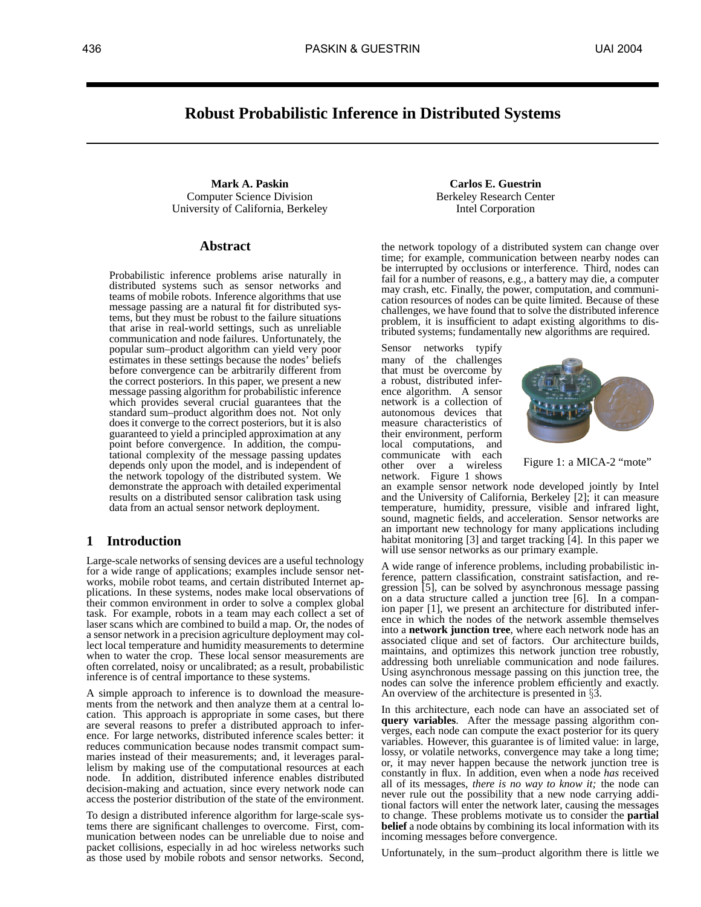# Robust Probabilistic Inference in Distributed Systems

**Mark A. Paskin**
Computer Science Division
University of California, Berkeley

**Carlos E. Guestrin**
Berkeley Research Center
Intel Corporation

## Abstract

Probabilistic inference problems arise naturally in distributed systems such as sensor networks and teams of mobile robots. Inference algorithms that use message passing are a natural fit for distributed systems, but they must be robust to the failure situations that arise in real-world settings, such as unreliable communication and node failures. Unfortunately, the popular sum–product algorithm can yield very poor estimates in these settings because the nodes' beliefs before convergence can be arbitrarily different from the correct posteriors. In this paper, we present a new message passing algorithm for probabilistic inference which provides several crucial guarantees that the standard sum–product algorithm does not. Not only does it converge to the correct posteriors, but it is also guaranteed to yield a principled approximation at any point before convergence. In addition, the computational complexity of the message passing updates depends only upon the model, and is independent of the network topology of the distributed system. We demonstrate the approach with detailed experimental results on a distributed sensor calibration task using data from an actual sensor network deployment.

## 1 Introduction

Large-scale networks of sensing devices are a useful technology for a wide range of applications; examples include sensor networks, mobile robot teams, and certain distributed Internet applications. In these systems, nodes make local observations of their common environment in order to solve a complex global task. For example, robots in a team may each collect a set of laser scans which are combined to build a map. Or, the nodes of a sensor network in a precision agriculture deployment may collect local temperature and humidity measurements to determine when to water the crop. These local sensor measurements are often correlated, noisy or uncalibrated; as a result, probabilistic inference is of central importance to these systems.

A simple approach to inference is to download the measurements from the network and then analyze them at a central location. This approach is appropriate in some cases, but there are several reasons to prefer a distributed approach to inference. For large networks, distributed inference scales better: it reduces communication because nodes transmit compact summaries instead of their measurements; and, it leverages parallelism by making use of the computational resources at each node. In addition, distributed inference enables distributed decision-making and actuation, since every network node can access the posterior distribution of the state of the environment.

To design a distributed inference algorithm for large-scale systems there are significant challenges to overcome. First, communication between nodes can be unreliable due to noise and packet collisions, especially in ad hoc wireless networks such as those used by mobile robots and sensor networks. Second, the network topology of a distributed system can change over time; for example, communication between nearby nodes can be interrupted by occlusions or interference. Third, nodes can fail for a number of reasons, e.g., a battery may die, a computer may crash, etc. Finally, the power, computation, and communication resources of nodes can be quite limited. Because of these challenges, we have found that to solve the distributed inference problem, it is insufficient to adapt existing algorithms to distributed systems; fundamentally new algorithms are required.

Sensor networks typify many of the challenges that must be overcome by a robust, distributed inference algorithm. A sensor network is a collection of autonomous devices that measure characteristics of their environment, perform local computations, and communicate with each other over a wireless network. Figure 1 shows an example sensor network node developed jointly by Intel and the University of California, Berkeley [2]; it can measure temperature, humidity, pressure, visible and infrared light, sound, magnetic fields, and acceleration. Sensor networks are an important new technology for many applications including habitat monitoring [3] and target tracking [4]. In this paper we will use sensor networks as our primary example.

Figure 1: a MICA-2 "mote"

A wide range of inference problems, including probabilistic inference, pattern classification, constraint satisfaction, and regression [5], can be solved by asynchronous message passing on a data structure called a junction tree [6]. In a companion paper [1], we present an architecture for distributed inference in which the nodes of the network assemble themselves into a **network junction tree**, where each network node has an associated clique and set of factors. Our architecture builds, maintains, and optimizes this network junction tree robustly, addressing both unreliable communication and node failures. Using asynchronous message passing on this junction tree, the nodes can solve the inference problem efficiently and exactly. An overview of the architecture is presented in §3.

In this architecture, each node can have an associated set of **query variables**. After the message passing algorithm converges, each node can compute the exact posterior for its query variables. However, this guarantee is of limited value: in large, lossy, or volatile networks, convergence may take a long time; or, it may never happen because the network junction tree is constantly in flux. In addition, even when a node *has* received all of its messages, *there is no way to know it;* the node can never rule out the possibility that a new node carrying additional factors will enter the network later, causing the messages to change. These problems motivate us to consider the **partial belief** a node obtains by combining its local information with its incoming messages before convergence.

Unfortunately, in the sum–product algorithm there is little we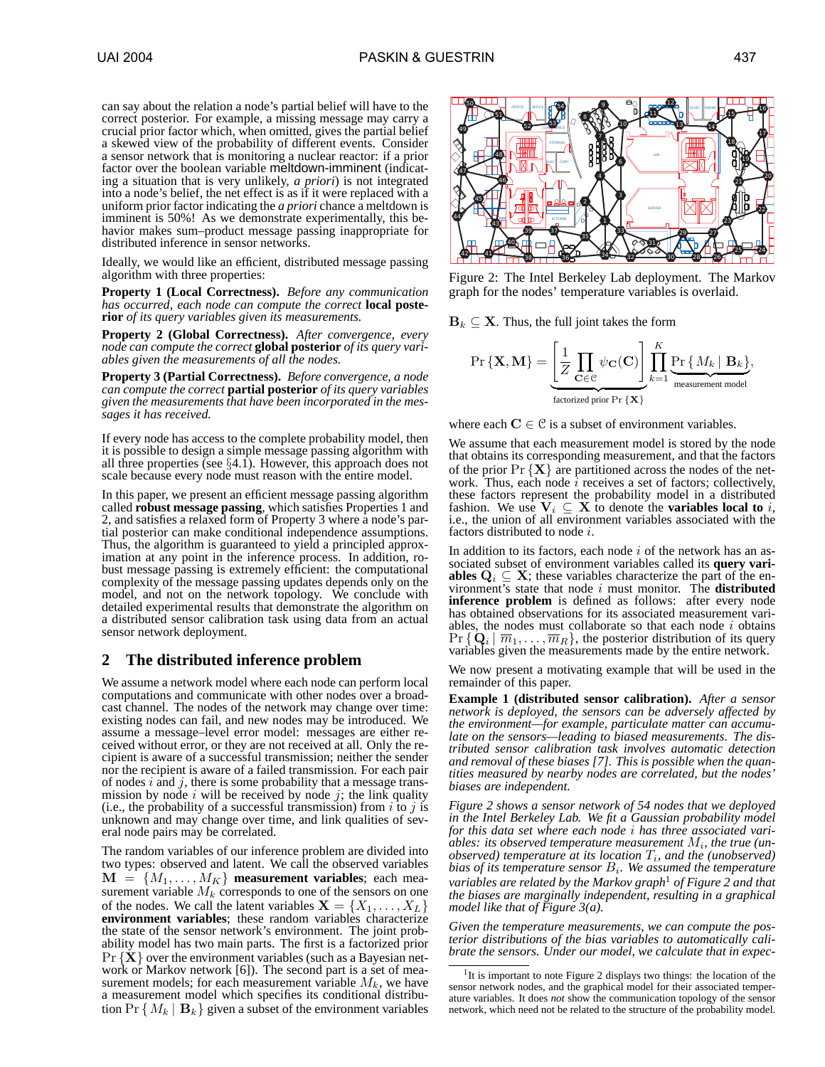can say about the relation a node's partial belief will have to the correct posterior. For example, a missing message may carry a crucial prior factor which, when omitted, gives the partial belief a skewed view of the probability of different events. Consider a sensor network that is monitoring a nuclear reactor: if a prior factor over the boolean variable meltdown-imminent (indicating a situation that is very unlikely, *a priori*) is not integrated into a node's belief, the net effect is as if it were replaced with a uniform prior factor indicating the *a priori* chance a meltdown is imminent is 50%! As we demonstrate experimentally, this behavior makes sum–product message passing inappropriate for distributed inference in sensor networks.

Ideally, we would like an efficient, distributed message passing algorithm with three properties:

**Property 1 (Local Correctness).** *Before any communication has occurred, each node can compute the correct* **local posterior** *of its query variables given its measurements.*

**Property 2 (Global Correctness).** *After convergence, every node can compute the correct* **global posterior** *of its query variables given the measurements of all the nodes.*

**Property 3 (Partial Correctness).** *Before convergence, a node can compute the correct* **partial posterior** *of its query variables given the measurements that have been incorporated in the messages it has received.*

If every node has access to the complete probability model, then it is possible to design a simple message passing algorithm with all three properties (see §4.1). However, this approach does not scale because every node must reason with the entire model.

In this paper, we present an efficient message passing algorithm called **robust message passing**, which satisfies Properties 1 and 2, and satisfies a relaxed form of Property 3 where a node's partial posterior can make conditional independence assumptions. Thus, the algorithm is guaranteed to yield a principled approximation at any point in the inference process. In addition, robust message passing is extremely efficient: the computational complexity of the message passing updates depends only on the model, and not on the network topology. We conclude with detailed experimental results that demonstrate the algorithm on a distributed sensor calibration task using data from an actual sensor network deployment.

## 2 The distributed inference problem

We assume a network model where each node can perform local computations and communicate with other nodes over a broadcast channel. The nodes of the network may change over time: existing nodes can fail, and new nodes may be introduced. We assume a message–level error model: messages are either received without error, or they are not received at all. Only the recipient is aware of a successful transmission; neither the sender nor the recipient is aware of a failed transmission. For each pair of nodes $i$ and $j$, there is some probability that a message transmission by node $i$ will be received by node $j$; the link quality (i.e., the probability of a successful transmission) from $i$ to $j$ is unknown and may change over time, and link qualities of several node pairs may be correlated.

The random variables of our inference problem are divided into two types: observed and latent. We call the observed variables $\mathbf{M} = \{M_1, \ldots, M_K\}$ **measurement variables**; each measurement variable $M_k$ corresponds to one of the sensors on one of the nodes. We call the latent variables $\mathbf{X} = \{X_1, \ldots, X_L\}$ **environment variables**; these random variables characterize the state of the sensor network's environment. The joint probability model has two main parts. The first is a factorized prior $\Pr\{\mathbf{X}\}$ over the environment variables (such as a Bayesian network or Markov network [6]). The second part is a set of measurement models; for each measurement variable $M_k$, we have a measurement model which specifies its conditional distribution $\Pr\{M_k \mid \mathbf{B}_k\}$ given a subset of the environment variables $\mathbf{B}_k \subseteq \mathbf{X}$. Thus, the full joint takes the form

Figure 2: The Intel Berkeley Lab deployment. The Markov graph for the nodes' temperature variables is overlaid.

$$\Pr\{\mathbf{X}, \mathbf{M}\} = \underbrace{\left[\frac{1}{Z}\prod_{\mathbf{C}\in\mathcal{C}} \psi_{\mathbf{C}}(\mathbf{C})\right]}_{\text{factorized prior } \Pr\{\mathbf{X}\}} \prod_{k=1}^{K} \underbrace{\Pr\{M_k \mid \mathbf{B}_k\}}_{\text{measurement model}},$$

where each $\mathbf{C} \in \mathcal{C}$ is a subset of environment variables.

We assume that each measurement model is stored by the node that obtains its corresponding measurement, and that the factors of the prior $\Pr\{\mathbf{X}\}$ are partitioned across the nodes of the network. Thus, each node $i$ receives a set of factors; collectively, these factors represent the probability model in a distributed fashion. We use $\mathbf{V}_i \subseteq \mathbf{X}$ to denote the **variables local to** $i$, i.e., the union of all environment variables associated with the factors distributed to node $i$.

In addition to its factors, each node $i$ of the network has an associated subset of environment variables called its **query variables** $\mathbf{Q}_i \subseteq \mathbf{X}$; these variables characterize the part of the environment's state that node $i$ must monitor. The **distributed inference problem** is defined as follows: after every node has obtained observations for its associated measurement variables, the nodes must collaborate so that each node $i$ obtains $\Pr\{\mathbf{Q}_i \mid \overline{m}_1, \ldots, \overline{m}_R\}$, the posterior distribution of its query variables given the measurements made by the entire network.

We now present a motivating example that will be used in the remainder of this paper.

**Example 1 (distributed sensor calibration).** *After a sensor network is deployed, the sensors can be adversely affected by the environment—for example, particulate matter can accumulate on the sensors—leading to biased measurements. The distributed sensor calibration task involves automatic detection and removal of these biases [7]. This is possible when the quantities measured by nearby nodes are correlated, but the nodes' biases are independent.*

*Figure 2 shows a sensor network of 54 nodes that we deployed in the Intel Berkeley Lab. We fit a Gaussian probability model for this data set where each node $i$ has three associated variables: its observed temperature measurement $M_i$, the true (unobserved) temperature at its location $T_i$, and the (unobserved) bias of its temperature sensor $B_i$. We assumed the temperature variables are related by the Markov graph*[1] *of Figure 2 and that the biases are marginally independent, resulting in a graphical model like that of Figure 3(a).*

*Given the temperature measurements, we can compute the posterior distributions of the bias variables to automatically calibrate the sensors. Under our model, we calculate that in expec-*

[1]It is important to note Figure 2 displays two things: the location of the sensor network nodes, and the graphical model for their associated temperature variables. It does *not* show the communication topology of the sensor network, which need not be related to the structure of the probability model.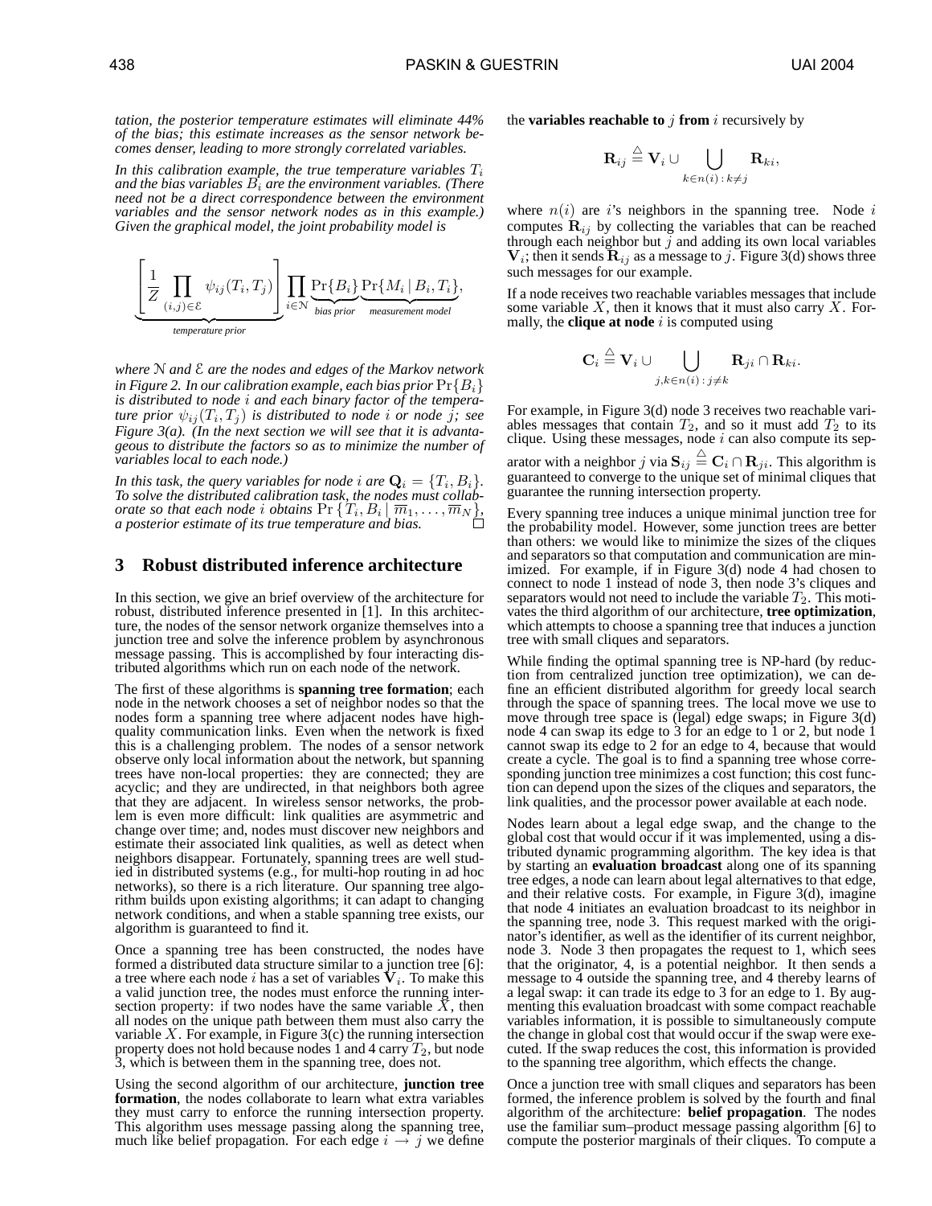*tation, the posterior temperature estimates will eliminate 44% of the bias; this estimate increases as the sensor network becomes denser, leading to more strongly correlated variables.*

*In this calibration example, the true temperature variables $T_i$ and the bias variables $B_i$ are the environment variables. (There need not be a direct correspondence between the environment variables and the sensor network nodes as in this example.) Given the graphical model, the joint probability model is*

$$\underbrace{\left[\frac{1}{Z}\prod_{(i,j)\in\mathcal{E}}\psi_{ij}(T_i,T_j)\right]}_{\textit{temperature prior}}\prod_{i\in\mathcal{N}}\underbrace{\Pr\{B_i\}}_{\textit{bias prior}}\underbrace{\Pr\{M_i \mid B_i, T_i\}}_{\textit{measurement model}},$$

*where $\mathcal{N}$ and $\mathcal{E}$ are the nodes and edges of the Markov network in Figure 2. In our calibration example, each bias prior $\Pr\{B_i\}$ is distributed to node $i$ and each binary factor of the temperature prior $\psi_{ij}(T_i, T_j)$ is distributed to node $i$ or node $j$; see Figure 3(a). (In the next section we will see that it is advantageous to distribute the factors so as to minimize the number of variables local to each node.)*

*In this task, the query variables for node $i$ are $\mathbf{Q}_i = \{T_i, B_i\}$. To solve the distributed calibration task, the nodes must collaborate so that each node $i$ obtains $\Pr\{T_i, B_i \mid \overline{m}_1, \ldots, \overline{m}_N\}$, a posterior estimate of its true temperature and bias.* □

## 3 Robust distributed inference architecture

In this section, we give an brief overview of the architecture for robust, distributed inference presented in [1]. In this architecture, the nodes of the sensor network organize themselves into a junction tree and solve the inference problem by asynchronous message passing. This is accomplished by four interacting distributed algorithms which run on each node of the network.

The first of these algorithms is **spanning tree formation**; each node in the network chooses a set of neighbor nodes so that the nodes form a spanning tree where adjacent nodes have high-quality communication links. Even when the network is fixed this is a challenging problem. The nodes of a sensor network observe only local information about the network, but spanning trees have non-local properties: they are connected; they are acyclic; and they are undirected, in that neighbors both agree that they are adjacent. In wireless sensor networks, the problem is even more difficult: link qualities are asymmetric and change over time; and, nodes must discover new neighbors and estimate their associated link qualities, as well as detect when neighbors disappear. Fortunately, spanning trees are well studied in distributed systems (e.g., for multi-hop routing in ad hoc networks), so there is a rich literature. Our spanning tree algorithm builds upon existing algorithms; it can adapt to changing network conditions, and when a stable spanning tree exists, our algorithm is guaranteed to find it.

Once a spanning tree has been constructed, the nodes have formed a distributed data structure similar to a junction tree [6]: a tree where each node $i$ has a set of variables $\mathbf{V}_i$. To make this a valid junction tree, the nodes must enforce the running intersection property: if two nodes have the same variable $X$, then all nodes on the unique path between them must also carry the variable $X$. For example, in Figure 3(c) the running intersection property does not hold because nodes 1 and 4 carry $T_2$, but node 3, which is between them in the spanning tree, does not.

Using the second algorithm of our architecture, **junction tree formation**, the nodes collaborate to learn what extra variables they must carry to enforce the running intersection property. This algorithm uses message passing along the spanning tree, much like belief propagation. For each edge $i \to j$ we define the **variables reachable to** $j$ **from** $i$ recursively by

$$\mathbf{R}_{ij} \stackrel{\triangle}{=} \mathbf{V}_i \cup \bigcup_{k\in n(i)\,:\,k\neq j}\mathbf{R}_{ki},$$

where $n(i)$ are $i$'s neighbors in the spanning tree. Node $i$ computes $\mathbf{R}_{ij}$ by collecting the variables that can be reached through each neighbor but $j$ and adding its own local variables $\mathbf{V}_i$; then it sends $\mathbf{R}_{ij}$ as a message to $j$. Figure 3(d) shows three such messages for our example.

If a node receives two reachable variables messages that include some variable $X$, then it knows that it must also carry $X$. Formally, the **clique at node** $i$ is computed using

$$\mathbf{C}_i \stackrel{\triangle}{=} \mathbf{V}_i \cup \bigcup_{j,k\in n(i)\,:\,j\neq k}\mathbf{R}_{ji}\cap\mathbf{R}_{ki}.$$

For example, in Figure 3(d) node 3 receives two reachable variables messages that contain $T_2$, and so it must add $T_2$ to its clique. Using these messages, node $i$ can also compute its separator with a neighbor $j$ via $\mathbf{S}_{ij} \stackrel{\triangle}{=} \mathbf{C}_i \cap \mathbf{R}_{ji}$. This algorithm is guaranteed to converge to the unique set of minimal cliques that guarantee the running intersection property.

Every spanning tree induces a unique minimal junction tree for the probability model. However, some junction trees are better than others: we would like to minimize the sizes of the cliques and separators so that computation and communication are minimized. For example, if in Figure 3(d) node 4 had chosen to connect to node 1 instead of node 3, then node 3's cliques and separators would not need to include the variable $T_2$. This motivates the third algorithm of our architecture, **tree optimization**, which attempts to choose a spanning tree that induces a junction tree with small cliques and separators.

While finding the optimal spanning tree is NP-hard (by reduction from centralized junction tree optimization), we can define an efficient distributed algorithm for greedy local search through the space of spanning trees. The local move we use to move through tree space is (legal) edge swaps; in Figure 3(d) node 4 can swap its edge to 3 for an edge to 1 or 2, but node 1 cannot swap its edge to 2 for an edge to 4, because that would create a cycle. The goal is to find a spanning tree whose corresponding junction tree minimizes a cost function; this cost function can depend upon the sizes of the cliques and separators, the link qualities, and the processor power available at each node.

Nodes learn about a legal edge swap, and the change to the global cost that would occur if it was implemented, using a distributed dynamic programming algorithm. The key idea is that by starting an **evaluation broadcast** along one of its spanning tree edges, a node can learn about legal alternatives to that edge, and their relative costs. For example, in Figure 3(d), imagine that node 4 initiates an evaluation broadcast to its neighbor in the spanning tree, node 3. This request marked with the originator's identifier, as well as the identifier of its current neighbor, node 3. Node 3 then propagates the request to 1, which sees that the originator, 4, is a potential neighbor. It then sends a message to 4 outside the spanning tree, and 4 thereby learns of a legal swap: it can trade its edge to 3 for an edge to 1. By augmenting this evaluation broadcast with some compact reachable variables information, it is possible to simultaneously compute the change in global cost that would occur if the swap were executed. If the swap reduces the cost, this information is provided to the spanning tree algorithm, which effects the change.

Once a junction tree with small cliques and separators has been formed, the inference problem is solved by the fourth and final algorithm of the architecture: **belief propagation**. The nodes use the familiar sum–product message passing algorithm [6] to compute the posterior marginals of their cliques. To compute a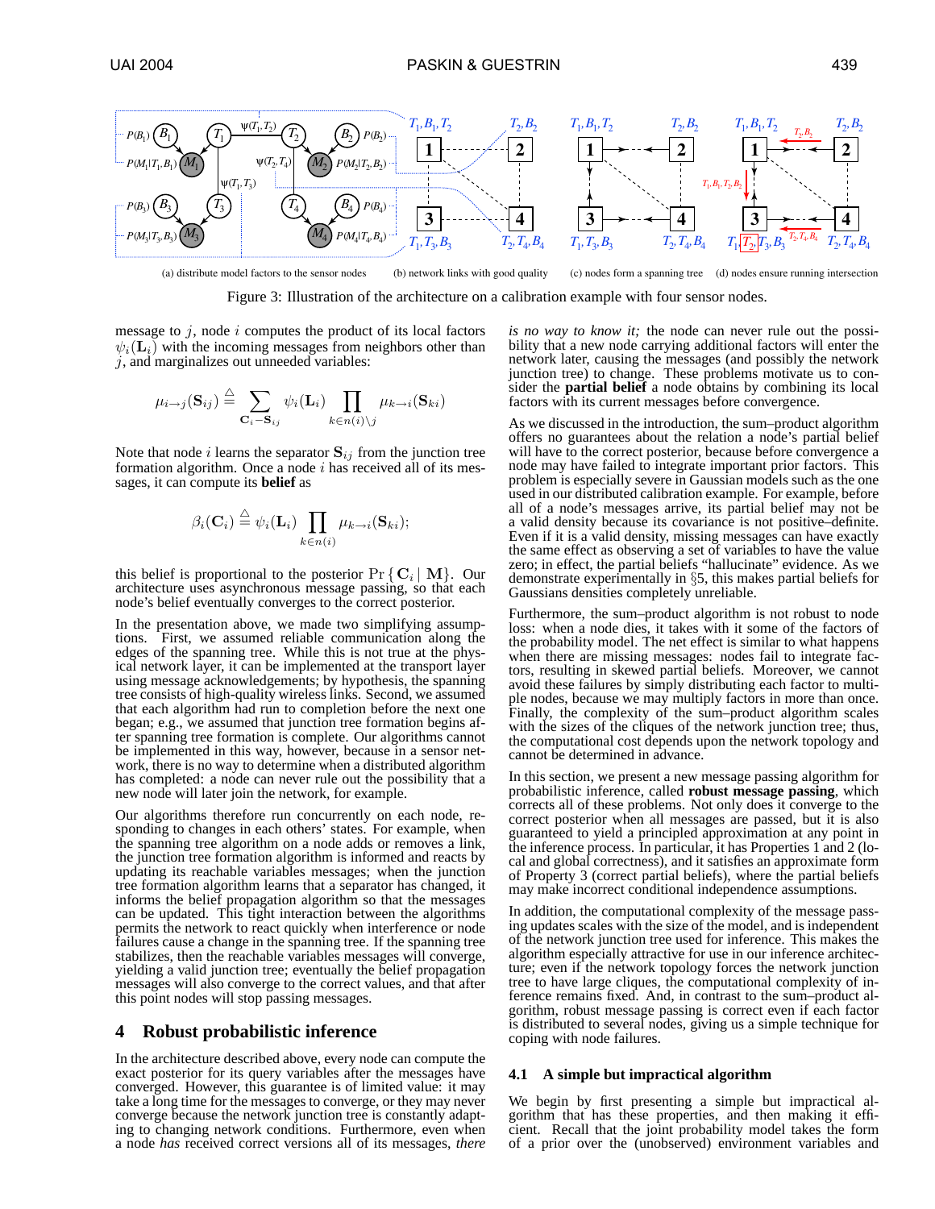(a) distribute model factors to the sensor nodes (b) network links with good quality (c) nodes form a spanning tree (d) nodes ensure running intersection

Figure 3: Illustration of the architecture on a calibration example with four sensor nodes.

message to $j$, node $i$ computes the product of its local factors $\psi_i(\mathbf{L}_i)$ with the incoming messages from neighbors other than $j$, and marginalizes out unneeded variables:

$$\mu_{i \to j}(\mathbf{S}_{ij}) \triangleq \sum_{\mathbf{C}_i - \mathbf{S}_{ij}} \psi_i(\mathbf{L}_i) \prod_{k \in n(i) \setminus j} \mu_{k \to i}(\mathbf{S}_{ki})$$

Note that node $i$ learns the separator $\mathbf{S}_{ij}$ from the junction tree formation algorithm. Once a node $i$ has received all of its messages, it can compute its **belief** as

$$\beta_i(\mathbf{C}_i) \triangleq \psi_i(\mathbf{L}_i) \prod_{k \in n(i)} \mu_{k \to i}(\mathbf{S}_{ki});$$

this belief is proportional to the posterior $\Pr\{\mathbf{C}_i \mid \mathbf{M}\}$. Our architecture uses asynchronous message passing, so that each node's belief eventually converges to the correct posterior.

In the presentation above, we made two simplifying assumptions. First, we assumed reliable communication along the edges of the spanning tree. While this is not true at the physical network layer, it can be implemented at the transport layer using message acknowledgements; by hypothesis, the spanning tree consists of high-quality wireless links. Second, we assumed that each algorithm had run to completion before the next one began; e.g., we assumed that junction tree formation begins after spanning tree formation is complete. Our algorithms cannot be implemented in this way, however, because in a sensor network, there is no way to determine when a distributed algorithm has completed: a node can never rule out the possibility that a new node will later join the network, for example.

Our algorithms therefore run concurrently on each node, responding to changes in each others' states. For example, when the spanning tree algorithm on a node adds or removes a link, the junction tree formation algorithm is informed and reacts by updating its reachable variables messages; when the junction tree formation algorithm learns that a separator has changed, it informs the belief propagation algorithm so that the messages can be updated. This tight interaction between the algorithms permits the network to react quickly when interference or node failures cause a change in the spanning tree. If the spanning tree stabilizes, then the reachable variables messages will converge, yielding a valid junction tree; eventually the belief propagation messages will also converge to the correct values, and after this point nodes will stop passing messages.

## 4 Robust probabilistic inference

In the architecture described above, every node can compute the exact posterior for its query variables after the messages have converged. However, this guarantee is of limited value: it may take a long time for the messages to converge, or they may never converge because the network junction tree is constantly adapting to changing network conditions. Furthermore, even when a node *has* received correct versions all of its messages, *there is no way to know it;* the node can never rule out the possibility that a new node carrying additional factors will enter the network later, causing the messages (and possibly the network junction tree) to change. These problems motivate us to consider the **partial belief** a node obtains by combining its local factors with its current messages before convergence.

As we discussed in the introduction, the sum–product algorithm offers no guarantees about the relation a node's partial belief will have to the correct posterior, because before convergence a node may have failed to integrate important prior factors. This problem is especially severe in Gaussian models such as the one used in our distributed calibration example. For example, before all of a node's messages arrive, its partial belief may not be a valid density because its covariance is not positive–definite. Even if it is a valid density, missing messages can have exactly the same effect as observing a set of variables to have the value zero; in effect, the partial beliefs "hallucinate" evidence. As we demonstrate experimentally in §5, this makes partial beliefs for Gaussians densities completely unreliable.

Furthermore, the sum–product algorithm is not robust to node loss: when a node dies, it takes with it some of the factors of the probability model. The net effect is similar to what happens when there are missing messages: nodes fail to integrate factors, resulting in skewed partial beliefs. Moreover, we cannot avoid these failures by simply distributing each factor to multiple nodes, because we may multiply factors in more than once. Finally, the complexity of the sum–product algorithm scales with the sizes of the cliques of the network junction tree; thus, the computational cost depends upon the network topology and cannot be determined in advance.

In this section, we present a new message passing algorithm for probabilistic inference, called **robust message passing**, which corrects all of these problems. Not only does it converge to the correct posterior when all messages are passed, but it is also guaranteed to yield a principled approximation at any point in the inference process. In particular, it has Properties 1 and 2 (local and global correctness), and it satisfies an approximate form of Property 3 (correct partial beliefs), where the partial beliefs may make incorrect conditional independence assumptions.

In addition, the computational complexity of the message passing updates scales with the size of the model, and is independent of the network junction tree used for inference. This makes the algorithm especially attractive for use in our inference architecture; even if the network topology forces the network junction tree to have large cliques, the computational complexity of inference remains fixed. And, in contrast to the sum–product algorithm, robust message passing is correct even if each factor is distributed to several nodes, giving us a simple technique for coping with node failures.

### 4.1 A simple but impractical algorithm

We begin by first presenting a simple but impractical algorithm that has these properties, and then making it efficient. Recall that the joint probability model takes the form of a prior over the (unobserved) environment variables and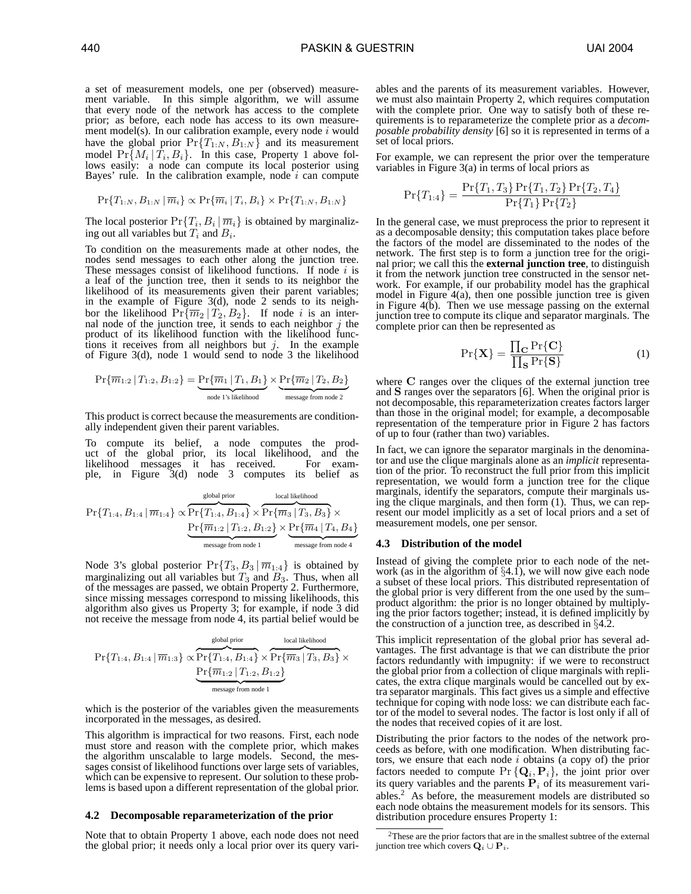a set of measurement models, one per (observed) measurement variable. In this simple algorithm, we will assume that every node of the network has access to the complete prior; as before, each node has access to its own measurement model(s). In our calibration example, every node $i$ would have the global prior $\Pr\{T_{1:N}, B_{1:N}\}$ and its measurement model $\Pr\{M_i \mid T_i, B_i\}$. In this case, Property 1 above follows easily: a node can compute its local posterior using Bayes' rule. In the calibration example, node $i$ can compute

$$\Pr\{T_{1:N}, B_{1:N} \mid \overline{m}_i\} \propto \Pr\{\overline{m}_i \mid T_i, B_i\} \times \Pr\{T_{1:N}, B_{1:N}\}$$

The local posterior $\Pr\{T_i, B_i \mid \overline{m}_i\}$ is obtained by marginalizing out all variables but $T_i$ and $B_i$.

To condition on the measurements made at other nodes, the nodes send messages to each other along the junction tree. These messages consist of likelihood functions. If node $i$ is a leaf of the junction tree, then it sends to its neighbor the likelihood of its measurements given their parent variables; in the example of Figure 3(d), node 2 sends to its neighbor the likelihood $\Pr\{\overline{m}_2 \mid T_2, B_2\}$. If node $i$ is an internal node of the junction tree, it sends to each neighbor $j$ the product of its likelihood function with the likelihood functions it receives from all neighbors but $j$. In the example of Figure 3(d), node 1 would send to node 3 the likelihood

$$\Pr\{\overline{m}_{1:2} \mid T_{1:2}, B_{1:2}\} = \underbrace{\Pr\{\overline{m}_1 \mid T_1, B_1\}}_{\text{node 1's likelihood}} \times \underbrace{\Pr\{\overline{m}_2 \mid T_2, B_2\}}_{\text{message from node 2}}$$

This product is correct because the measurements are conditionally independent given their parent variables.

To compute its belief, a node computes the product of the global prior, its local likelihood, and the likelihood messages it has received. For example, in Figure 3(d) node 3 computes its belief as

$$\Pr\{T_{1:4}, B_{1:4} \mid \overline{m}_{1:4}\} \propto \overbrace{\Pr\{T_{1:4}, B_{1:4}\}}^{\text{global prior}} \times \overbrace{\Pr\{\overline{m}_3 \mid T_3, B_3\}}^{\text{local likelihood}} \times \underbrace{\Pr\{\overline{m}_{1:2} \mid T_{1:2}, B_{1:2}\}}_{\text{message from node 1}} \times \underbrace{\Pr\{\overline{m}_4 \mid T_4, B_4\}}_{\text{message from node 4}}$$

Node 3's global posterior $\Pr\{T_3, B_3 \mid \overline{m}_{1:4}\}$ is obtained by marginalizing out all variables but $T_3$ and $B_3$. Thus, when all of the messages are passed, we obtain Property 2. Furthermore, since missing messages correspond to missing likelihoods, this algorithm also gives us Property 3; for example, if node 3 did not receive the message from node 4, its partial belief would be

$$\Pr\{T_{1:4}, B_{1:4} \mid \overline{m}_{1:3}\} \propto \overbrace{\Pr\{T_{1:4}, B_{1:4}\}}^{\text{global prior}} \times \overbrace{\Pr\{\overline{m}_3 \mid T_3, B_3\}}^{\text{local likelihood}} \times \underbrace{\Pr\{\overline{m}_{1:2} \mid T_{1:2}, B_{1:2}\}}_{\text{message from node 1}}$$

which is the posterior of the variables given the measurements incorporated in the messages, as desired.

This algorithm is impractical for two reasons. First, each node must store and reason with the complete prior, which makes the algorithm unscalable to large models. Second, the messages consist of likelihood functions over large sets of variables, which can be expensive to represent. Our solution to these problems is based upon a different representation of the global prior.

### 4.2 Decomposable reparameterization of the prior

Note that to obtain Property 1 above, each node does not need the global prior; it needs only a local prior over its query variables and the parents of its measurement variables. However, we must also maintain Property 2, which requires computation with the complete prior. One way to satisfy both of these requirements is to reparameterize the complete prior as a *decomposable probability density* [6] so it is represented in terms of a set of local priors.

For example, we can represent the prior over the temperature variables in Figure 3(a) in terms of local priors as

$$\Pr\{T_{1:4}\} = \frac{\Pr\{T_1, T_3\} \Pr\{T_1, T_2\} \Pr\{T_2, T_4\}}{\Pr\{T_1\} \Pr\{T_2\}}$$

In the general case, we must preprocess the prior to represent it as a decomposable density; this computation takes place before the factors of the model are disseminated to the nodes of the network. The first step is to form a junction tree for the original prior; we call this the **external junction tree**, to distinguish it from the network junction tree constructed in the sensor network. For example, if our probability model has the graphical model in Figure 4(a), then one possible junction tree is given in Figure 4(b). Then we use message passing on the external junction tree to compute its clique and separator marginals. The complete prior can then be represented as

$$\Pr\{\mathbf{X}\} = \frac{\prod_{\mathbf{C}} \Pr\{\mathbf{C}\}}{\prod_{\mathbf{S}} \Pr\{\mathbf{S}\}} \tag{1}$$

where $\mathbf{C}$ ranges over the cliques of the external junction tree and $\mathbf{S}$ ranges over the separators [6]. When the original prior is not decomposable, this reparameterization creates factors larger than those in the original model; for example, a decomposable representation of the temperature prior in Figure 2 has factors of up to four (rather than two) variables.

In fact, we can ignore the separator marginals in the denominator and use the clique marginals alone as an *implicit* representation of the prior. To reconstruct the full prior from this implicit representation, we would form a junction tree for the clique marginals, identify the separators, compute their marginals using the clique marginals, and then form (1). Thus, we can represent our model implicitly as a set of local priors and a set of measurement models, one per sensor.

### 4.3 Distribution of the model

Instead of giving the complete prior to each node of the network (as in the algorithm of §4.1), we will now give each node a subset of these local priors. This distributed representation of the global prior is very different from the one used by the sum–product algorithm: the prior is no longer obtained by multiplying the prior factors together; instead, it is defined implicitly by the construction of a junction tree, as described in §4.2.

This implicit representation of the global prior has several advantages. The first advantage is that we can distribute the prior factors redundantly with impugnity: if we were to reconstruct the global prior from a collection of clique marginals with replicates, the extra clique marginals would be cancelled out by extra separator marginals. This fact gives us a simple and effective technique for coping with node loss: we can distribute each factor of the model to several nodes. The factor is lost only if all of the nodes that received copies of it are lost.

Distributing the prior factors to the nodes of the network proceeds as before, with one modification. When distributing factors, we ensure that each node $i$ obtains (a copy of) the prior factors needed to compute $\Pr\{\mathbf{Q}_i, \mathbf{P}_i\}$, the joint prior over its query variables and the parents $\mathbf{P}_i$ of its measurement variables.[2] As before, the measurement models are distributed so each node obtains the measurement models for its sensors. This distribution procedure ensures Property 1:

[2] These are the prior factors that are in the smallest subtree of the external junction tree which covers $\mathbf{Q}_i \cup \mathbf{P}_i$.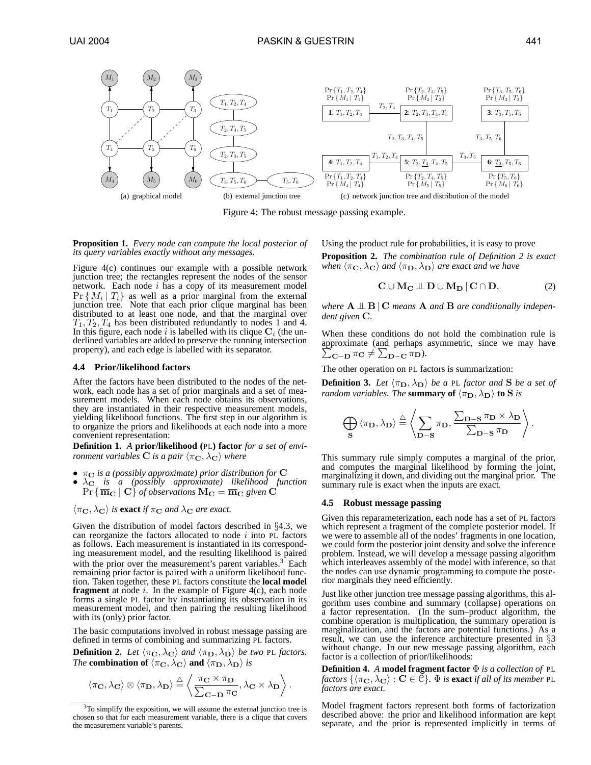Figure 4: The robust message passing example.

**Proposition 1.** *Every node can compute the local posterior of its query variables exactly without any messages.*

Figure 4(c) continues our example with a possible network junction tree; the rectangles represent the nodes of the sensor network. Each node $i$ has a copy of its measurement model $\Pr\{M_i \mid T_i\}$ as well as a prior marginal from the external junction tree. Note that each prior clique marginal has been distributed to at least one node, and that the marginal over $T_1, T_2, T_4$ has been distributed redundantly to nodes 1 and 4. In this figure, each node $i$ is labelled with its clique $\mathbf{C}_i$ (the underlined variables are added to preserve the running intersection property), and each edge is labelled with its separator.

### 4.4 Prior/likelihood factors

After the factors have been distributed to the nodes of the network, each node has a set of prior marginals and a set of measurement models. When each node obtains its observations, they are instantiated in their respective measurement models, yielding likelihood functions. The first step in our algorithm is to organize the priors and likelihoods at each node into a more convenient representation:

**Definition 1.** *A* **prior/likelihood (PL) factor** *for a set of environment variables $\mathbf{C}$ is a pair $\langle \pi_{\mathbf{C}}, \lambda_{\mathbf{C}} \rangle$ where*

- *$\pi_{\mathbf{C}}$ is a (possibly approximate) prior distribution for $\mathbf{C}$*
- *$\lambda_{\mathbf{C}}$ is a (possibly approximate) likelihood function $\Pr\{\overline{\mathbf{m}}_{\mathbf{C}} \mid \mathbf{C}\}$ of observations $\mathbf{M}_{\mathbf{C}} = \overline{\mathbf{m}}_{\mathbf{C}}$ given $\mathbf{C}$*

*$\langle \pi_{\mathbf{C}}, \lambda_{\mathbf{C}} \rangle$ is* **exact** *if $\pi_{\mathbf{C}}$ and $\lambda_{\mathbf{C}}$ are exact.*

Given the distribution of model factors described in §4.3, we can reorganize the factors allocated to node $i$ into PL factors as follows. Each measurement is instantiated in its corresponding measurement model, and the resulting likelihood is paired with the prior over the measurement's parent variables.[3] Each remaining prior factor is paired with a uniform likelihood function. Taken together, these PL factors constitute the **local model fragment** at node $i$. In the example of Figure 4(c), each node forms a single PL factor by instantiating its observation in its measurement model, and then pairing the resulting likelihood with its (only) prior factor.

The basic computations involved in robust message passing are defined in terms of combining and summarizing PL factors.

**Definition 2.** *Let $\langle \pi_{\mathbf{C}}, \lambda_{\mathbf{C}} \rangle$ and $\langle \pi_{\mathbf{D}}, \lambda_{\mathbf{D}} \rangle$ be two PL factors. The* **combination of** $\langle \pi_{\mathbf{C}}, \lambda_{\mathbf{C}} \rangle$ **and** $\langle \pi_{\mathbf{D}}, \lambda_{\mathbf{D}} \rangle$ *is*

$$\langle \pi_{\mathbf{C}}, \lambda_{\mathbf{C}} \rangle \otimes \langle \pi_{\mathbf{D}}, \lambda_{\mathbf{D}} \rangle \triangleq \left\langle \frac{\pi_{\mathbf{C}} \times \pi_{\mathbf{D}}}{\sum_{\mathbf{C}-\mathbf{D}} \pi_{\mathbf{C}}}, \lambda_{\mathbf{C}} \times \lambda_{\mathbf{D}} \right\rangle.$$

[3] To simplify the exposition, we will assume the external junction tree is chosen so that for each measurement variable, there is a clique that covers the measurement variable's parents.

Using the product rule for probabilities, it is easy to prove

**Proposition 2.** *The combination rule of Definition 2 is exact when $\langle \pi_{\mathbf{C}}, \lambda_{\mathbf{C}} \rangle$ and $\langle \pi_{\mathbf{D}}, \lambda_{\mathbf{D}} \rangle$ are exact and we have*

$$\mathbf{C} \cup \mathbf{M}_{\mathbf{C}} \perp\!\!\!\perp \mathbf{D} \cup \mathbf{M}_{\mathbf{D}} \mid \mathbf{C} \cap \mathbf{D}, \tag{2}$$

*where $\mathbf{A} \perp\!\!\!\perp \mathbf{B} \mid \mathbf{C}$ means $\mathbf{A}$ and $\mathbf{B}$ are conditionally independent given $\mathbf{C}$.*

When these conditions do not hold the combination rule is approximate (and perhaps asymmetric, since we may have $\sum_{\mathbf{C}-\mathbf{D}} \pi_{\mathbf{C}} \neq \sum_{\mathbf{D}-\mathbf{C}} \pi_{\mathbf{D}}$).

The other operation on PL factors is summarization:

**Definition 3.** *Let $\langle \pi_{\mathbf{D}}, \lambda_{\mathbf{D}} \rangle$ be a PL factor and $\mathbf{S}$ be a set of random variables. The* **summary of** $\langle \pi_{\mathbf{D}}, \lambda_{\mathbf{D}} \rangle$ **to** $\mathbf{S}$ *is*

$$\bigoplus_{\mathbf{S}} \langle \pi_{\mathbf{D}}, \lambda_{\mathbf{D}} \rangle \triangleq \left\langle \sum_{\mathbf{D}-\mathbf{S}} \pi_{\mathbf{D}}, \frac{\sum_{\mathbf{D}-\mathbf{S}} \pi_{\mathbf{D}} \times \lambda_{\mathbf{D}}}{\sum_{\mathbf{D}-\mathbf{S}} \pi_{\mathbf{D}}} \right\rangle.$$

This summary rule simply computes a marginal of the prior, and computes the marginal likelihood by forming the joint, marginalizing it down, and dividing out the marginal prior. The summary rule is exact when the inputs are exact.

### 4.5 Robust message passing

Given this reparameterization, each node has a set of PL factors which represent a fragment of the complete posterior model. If we were to assemble all of the nodes' fragments in one location, we could form the posterior joint density and solve the inference problem. Instead, we will develop a message passing algorithm which interleaves assembly of the model with inference, so that the nodes can use dynamic programming to compute the posterior marginals they need efficiently.

Just like other junction tree message passing algorithms, this algorithm uses combine and summary (collapse) operations on a factor representation. (In the sum–product algorithm, the combine operation is multiplication, the summary operation is marginalization, and the factors are potential functions.) As a result, we can use the inference architecture presented in §3 without change. In our new message passing algorithm, each factor is a collection of prior/likelihoods:

**Definition 4.** *A* **model fragment factor** *$\Phi$ is a collection of PL factors $\{\langle \pi_{\mathbf{C}}, \lambda_{\mathbf{C}} \rangle : \mathbf{C} \in \mathcal{C}\}$. $\Phi$ is* **exact** *if all of its member PL factors are exact.*

Model fragment factors represent both forms of factorization described above: the prior and likelihood information are kept separate, and the prior is represented implicitly in terms of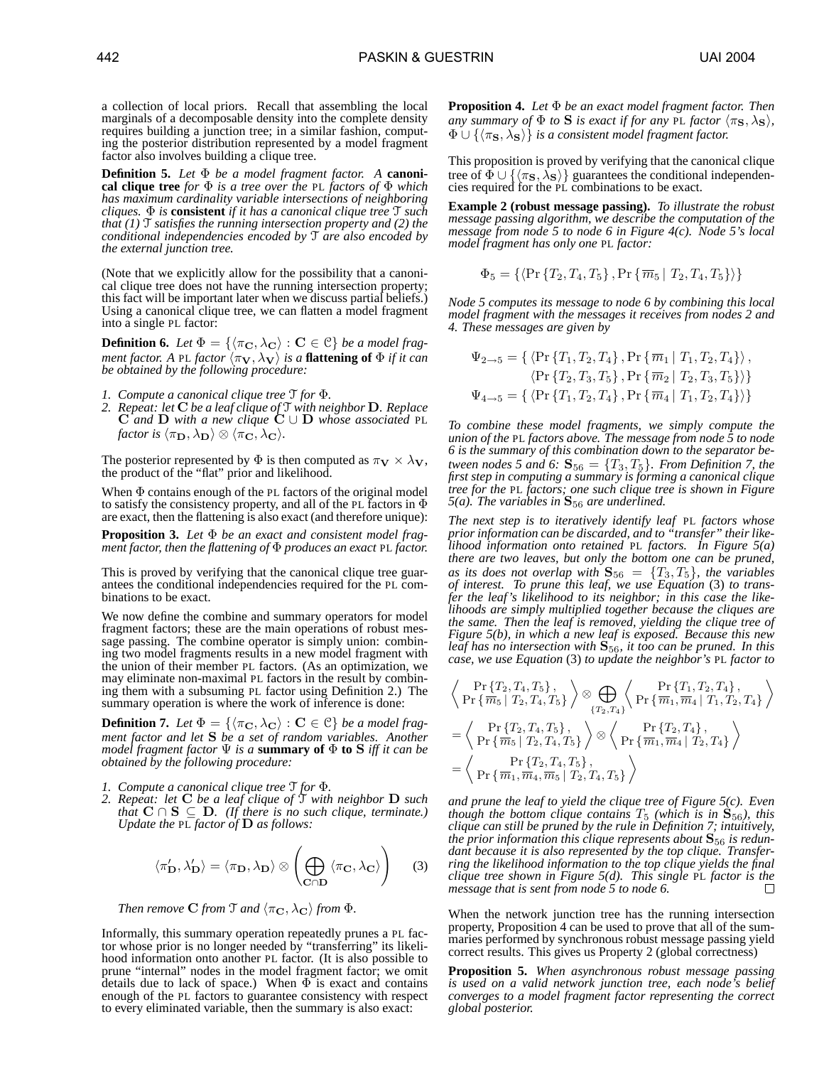a collection of local priors. Recall that assembling the local marginals of a decomposable density into the complete density requires building a junction tree; in a similar fashion, computing the posterior distribution represented by a model fragment factor also involves building a clique tree.

**Definition 5.** *Let $\Phi$ be a model fragment factor. A* **canonical clique tree** *for $\Phi$ is a tree over the* PL *factors of $\Phi$ which has maximum cardinality variable intersections of neighboring cliques. $\Phi$ is* **consistent** *if it has a canonical clique tree $\mathcal{T}$ such that (1) $\mathcal{T}$ satisfies the running intersection property and (2) the conditional independencies encoded by $\mathcal{T}$ are also encoded by the external junction tree.*

(Note that we explicitly allow for the possibility that a canonical clique tree does not have the running intersection property; this fact will be important later when we discuss partial beliefs.) Using a canonical clique tree, we can flatten a model fragment into a single PL factor:

**Definition 6.** *Let $\Phi = \{\langle \pi_{\mathbf{C}}, \lambda_{\mathbf{C}} \rangle : \mathbf{C} \in \mathcal{C}\}$ be a model fragment factor. A* PL *factor $\langle \pi_{\mathbf{V}}, \lambda_{\mathbf{V}} \rangle$ is a* **flattening of** *$\Phi$ if it can be obtained by the following procedure:*

1. *Compute a canonical clique tree $\mathcal{T}$ for $\Phi$.*
2. *Repeat: let $\mathbf{C}$ be a leaf clique of $\mathcal{T}$ with neighbor $\mathbf{D}$. Replace $\mathbf{C}$ and $\mathbf{D}$ with a new clique $\mathbf{C} \cup \mathbf{D}$ whose associated* PL *factor is $\langle \pi_{\mathbf{D}}, \lambda_{\mathbf{D}} \rangle \otimes \langle \pi_{\mathbf{C}}, \lambda_{\mathbf{C}} \rangle$.*

The posterior represented by $\Phi$ is then computed as $\pi_{\mathbf{V}} \times \lambda_{\mathbf{V}}$, the product of the "flat" prior and likelihood.

When $\Phi$ contains enough of the PL factors of the original model to satisfy the consistency property, and all of the PL factors in $\Phi$ are exact, then the flattening is also exact (and therefore unique):

**Proposition 3.** *Let $\Phi$ be an exact and consistent model fragment factor, then the flattening of $\Phi$ produces an exact* PL *factor.*

This is proved by verifying that the canonical clique tree guarantees the conditional independencies required for the PL combinations to be exact.

We now define the combine and summary operators for model fragment factors; these are the main operations of robust message passing. The combine operator is simply union: combining two model fragments results in a new model fragment with the union of their member PL factors. (As an optimization, we may eliminate non-maximal PL factors in the result by combining them with a subsuming PL factor using Definition 2.) The summary operation is where the work of inference is done:

**Definition 7.** *Let $\Phi = \{\langle \pi_{\mathbf{C}}, \lambda_{\mathbf{C}} \rangle : \mathbf{C} \in \mathcal{C}\}$ be a model fragment factor and let $\mathbf{S}$ be a set of random variables. Another model fragment factor $\Psi$ is a* **summary of** *$\Phi$* **to S** *iff it can be obtained by the following procedure:*

1. *Compute a canonical clique tree $\mathcal{T}$ for $\Phi$.*
2. *Repeat: let $\mathbf{C}$ be a leaf clique of $\mathcal{T}$ with neighbor $\mathbf{D}$ such that $\mathbf{C} \cap \mathbf{S} \subseteq \mathbf{D}$. (If there is no such clique, terminate.) Update the* PL *factor of $\mathbf{D}$ as follows:*

$$\langle \pi'_{\mathbf{D}}, \lambda'_{\mathbf{D}} \rangle = \langle \pi_{\mathbf{D}}, \lambda_{\mathbf{D}} \rangle \otimes \left( \bigoplus_{\mathbf{C} \cap \mathbf{D}} \langle \pi_{\mathbf{C}}, \lambda_{\mathbf{C}} \rangle \right) \quad (3)$$

*Then remove $\mathbf{C}$ from $\mathcal{T}$ and $\langle \pi_{\mathbf{C}}, \lambda_{\mathbf{C}} \rangle$ from $\Phi$.*

Informally, this summary operation repeatedly prunes a PL factor whose prior is no longer needed by "transferring" its likelihood information onto another PL factor. (It is also possible to prune "internal" nodes in the model fragment factor; we omit details due to lack of space.) When $\Phi$ is exact and contains enough of the PL factors to guarantee consistency with respect to every eliminated variable, then the summary is also exact:

**Proposition 4.** *Let $\Phi$ be an exact model fragment factor. Then any summary of $\Phi$ to $\mathbf{S}$ is exact if for any* PL *factor $\langle \pi_{\mathbf{S}}, \lambda_{\mathbf{S}} \rangle$, $\Phi \cup \{\langle \pi_{\mathbf{S}}, \lambda_{\mathbf{S}} \rangle\}$ is a consistent model fragment factor.*

This proposition is proved by verifying that the canonical clique tree of $\Phi \cup \{\langle \pi_{\mathbf{S}}, \lambda_{\mathbf{S}} \rangle\}$ guarantees the conditional independencies required for the PL combinations to be exact.

**Example 2 (robust message passing).** *To illustrate the robust message passing algorithm, we describe the computation of the message from node 5 to node 6 in Figure 4(c). Node 5's local model fragment has only one* PL *factor:*

$$\Phi_5 = \{\langle \Pr\{T_2, T_4, T_5\}, \Pr\{\overline{m}_5 \mid T_2, T_4, T_5\} \rangle\}$$

*Node 5 computes its message to node 6 by combining this local model fragment with the messages it receives from nodes 2 and 4. These messages are given by*

$$\begin{aligned}
\Psi_{2\to 5} = \{ & \langle \Pr\{T_1, T_2, T_4\}, \Pr\{\overline{m}_1 \mid T_1, T_2, T_4\} \rangle, \\
& \langle \Pr\{T_2, T_3, T_5\}, \Pr\{\overline{m}_2 \mid T_2, T_3, T_5\} \rangle \} \\
\Psi_{4\to 5} = \{ & \langle \Pr\{T_1, T_2, T_4\}, \Pr\{\overline{m}_4 \mid T_1, T_2, T_4\} \rangle \}
\end{aligned}$$

*To combine these model fragments, we simply compute the union of the* PL *factors above. The message from node 5 to node 6 is the summary of this combination down to the separator between nodes 5 and 6: $\mathbf{S}_{56} = \{T_3, T_5\}$. From Definition 7, the first step in computing a summary is forming a canonical clique tree for the* PL *factors; one such clique tree is shown in Figure 5(a). The variables in $\mathbf{S}_{56}$ are underlined.*

*The next step is to iteratively identify leaf* PL *factors whose prior information can be discarded, and to "transfer" their likelihood information onto retained* PL *factors. In Figure 5(a) there are two leaves, but only the bottom one can be pruned, as its does not overlap with $\mathbf{S}_{56} = \{T_3, T_5\}$, the variables of interest. To prune this leaf, we use Equation* (3) *to transfer the leaf's likelihood to its neighbor; in this case the likelihoods are simply multiplied together because the cliques are the same. Then the leaf is removed, yielding the clique tree of Figure 5(b), in which a new leaf is exposed. Because this new leaf has no intersection with $\mathbf{S}_{56}$, it too can be pruned. In this case, we use Equation* (3) *to update the neighbor's* PL *factor to*

$$\begin{aligned}
& \left\langle \begin{array}{c} \Pr\{T_2, T_4, T_5\}, \\ \Pr\{\overline{m}_5 \mid T_2, T_4, T_5\} \end{array} \right\rangle \otimes \bigoplus_{\{T_2, T_4\}} \left\langle \begin{array}{c} \Pr\{T_1, T_2, T_4\}, \\ \Pr\{\overline{m}_1, \overline{m}_4 \mid T_1, T_2, T_4\} \end{array} \right\rangle \\
&= \left\langle \begin{array}{c} \Pr\{T_2, T_4, T_5\}, \\ \Pr\{\overline{m}_5 \mid T_2, T_4, T_5\} \end{array} \right\rangle \otimes \left\langle \begin{array}{c} \Pr\{T_2, T_4\}, \\ \Pr\{\overline{m}_1, \overline{m}_4 \mid T_2, T_4\} \end{array} \right\rangle \\
&= \left\langle \begin{array}{c} \Pr\{T_2, T_4, T_5\}, \\ \Pr\{\overline{m}_1, \overline{m}_4, \overline{m}_5 \mid T_2, T_4, T_5\} \end{array} \right\rangle
\end{aligned}$$

*and prune the leaf to yield the clique tree of Figure 5(c). Even though the bottom clique contains $T_5$ (which is in $\mathbf{S}_{56}$), this clique can still be pruned by the rule in Definition 7; intuitively, the prior information this clique represents about $\mathbf{S}_{56}$ is redundant because it is also represented by the top clique. Transferring the likelihood information to the top clique yields the final clique tree shown in Figure 5(d). This single* PL *factor is the message that is sent from node 5 to node 6.* □

When the network junction tree has the running intersection property, Proposition 4 can be used to prove that all of the summaries performed by synchronous robust message passing yield correct results. This gives us Property 2 (global correctness)

**Proposition 5.** *When asynchronous robust message passing is used on a valid network junction tree, each node's belief converges to a model fragment factor representing the correct global posterior.*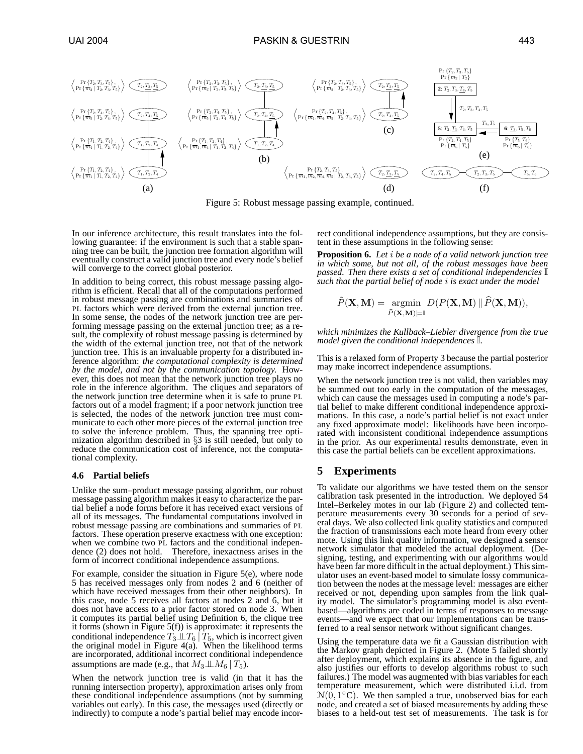Figure 5: Robust message passing example, continued.

In our inference architecture, this result translates into the following guarantee: if the environment is such that a stable spanning tree can be built, the junction tree formation algorithm will eventually construct a valid junction tree and every node's belief will converge to the correct global posterior.

In addition to being correct, this robust message passing algorithm is efficient. Recall that all of the computations performed in robust message passing are combinations and summaries of PL factors which were derived from the external junction tree. In some sense, the nodes of the network junction tree are performing message passing on the external junction tree; as a result, the complexity of robust message passing is determined by the width of the external junction tree, not that of the network junction tree. This is an invaluable property for a distributed inference algorithm: *the computational complexity is determined by the model, and not by the communication topology.* However, this does not mean that the network junction tree plays no role in the inference algorithm. The cliques and separators of the network junction tree determine when it is safe to prune PL factors out of a model fragment; if a poor network junction tree is selected, the nodes of the network junction tree must communicate to each other more pieces of the external junction tree to solve the inference problem. Thus, the spanning tree optimization algorithm described in §3 is still needed, but only to reduce the communication cost of inference, not the computational complexity.

### 4.6 Partial beliefs

Unlike the sum–product message passing algorithm, our robust message passing algorithm makes it easy to characterize the partial belief a node forms before it has received exact versions of all of its messages. The fundamental computations involved in robust message passing are combinations and summaries of PL factors. These operation preserve exactness with one exception: when we combine two PL factors and the conditional independence (2) does not hold. Therefore, inexactness arises in the form of incorrect conditional independence assumptions.

For example, consider the situation in Figure 5(e), where node 5 has received messages only from nodes 2 and 6 (neither of which have received messages from their other neighbors). In this case, node 5 receives all factors at nodes 2 and 6, but it does not have access to a prior factor stored on node 3. When it computes its partial belief using Definition 6, the clique tree it forms (shown in Figure 5(f)) is approximate: it represents the conditional independence $T_3 \perp\!\!\!\perp T_6 \mid T_5$, which is incorrect given the original model in Figure 4(a). When the likelihood terms are incorporated, additional incorrect conditional independence assumptions are made (e.g., that $M_3 \perp\!\!\!\perp M_6 \mid T_5$).

When the network junction tree is valid (in that it has the running intersection property), approximation arises only from these conditional independence assumptions (not by summing variables out early). In this case, the messages used (directly or indirectly) to compute a node's partial belief may encode incorrect conditional independence assumptions, but they are consistent in these assumptions in the following sense:

**Proposition 6.** *Let $i$ be a node of a valid network junction tree in which some, but not all, of the robust messages have been passed. Then there exists a set of conditional independencies $\mathbb{I}$ such that the partial belief of node $i$ is exact under the model*

$$\tilde{P}(\mathbf{X}, \mathbf{M}) = \operatorname*{argmin}_{\hat{P}(\mathbf{X},\mathbf{M}) \models \mathbb{I}} D(P(\mathbf{X}, \mathbf{M}) \,\|\, \hat{P}(\mathbf{X}, \mathbf{M})),$$

*which minimizes the Kullback–Liebler divergence from the true model given the conditional independences $\mathbb{I}$.*

This is a relaxed form of Property 3 because the partial posterior may make incorrect independence assumptions.

When the network junction tree is not valid, then variables may be summed out too early in the computation of the messages, which can cause the messages used in computing a node's partial belief to make different conditional independence approximations. In this case, a node's partial belief is not exact under any fixed approximate model: likelihoods have been incorporated with inconsistent conditional independence assumptions in the prior. As our experimental results demonstrate, even in this case the partial beliefs can be excellent approximations.

## 5 Experiments

To validate our algorithms we have tested them on the sensor calibration task presented in the introduction. We deployed 54 Intel–Berkeley motes in our lab (Figure 2) and collected temperature measurements every 30 seconds for a period of several days. We also collected link quality statistics and computed the fraction of transmissions each mote heard from every other mote. Using this link quality information, we designed a sensor network simulator that modeled the actual deployment. (Designing, testing, and experimenting with our algorithms would have been far more difficult in the actual deployment.) This simulator uses an event-based model to simulate lossy communication between the nodes at the message level: messages are either received or not, depending upon samples from the link quality model. The simulator's programming model is also event-based—algorithms are coded in terms of responses to message events—and we expect that our implementations can be transferred to a real sensor network without significant changes.

Using the temperature data we fit a Gaussian distribution with the Markov graph depicted in Figure 2. (Mote 5 failed shortly after deployment, which explains its absence in the figure, and also justifies our efforts to develop algorithms robust to such failures.) The model was augmented with bias variables for each temperature measurement, which were distributed i.i.d. from $\mathcal{N}(0, 1°\text{C})$. We then sampled a true, unobserved bias for each node, and created a set of biased measurements by adding these biases to a held-out test set of measurements. The task is for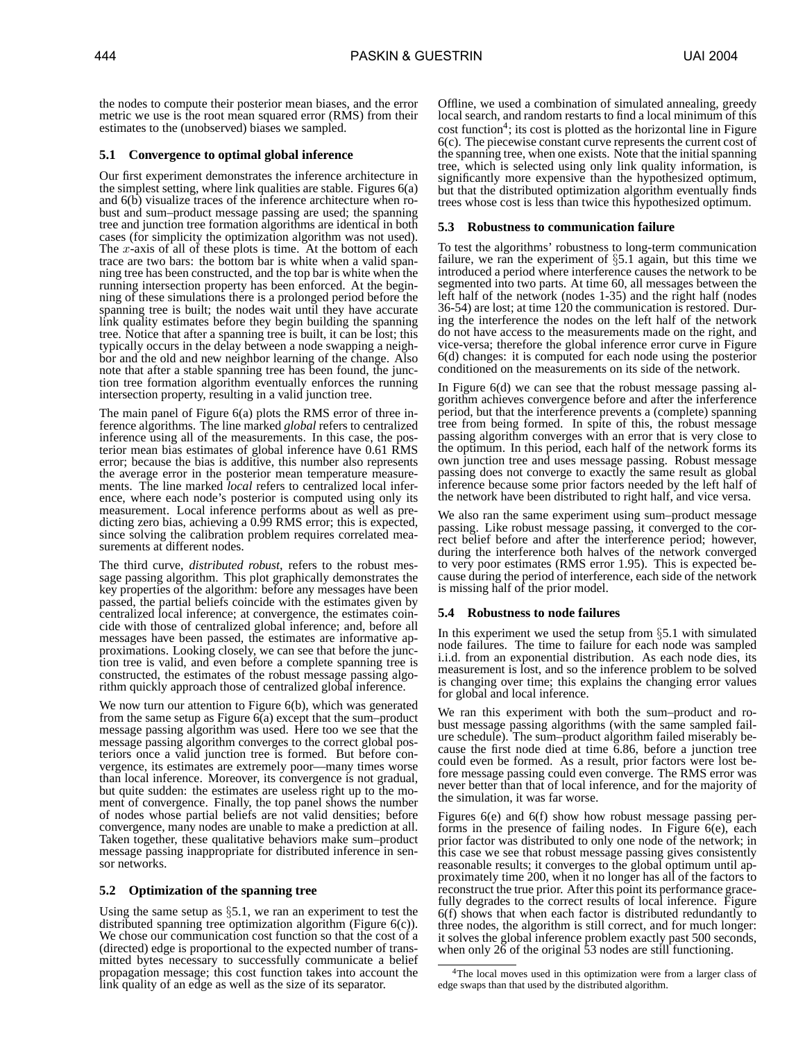the nodes to compute their posterior mean biases, and the error metric we use is the root mean squared error (RMS) from their estimates to the (unobserved) biases we sampled.

### 5.1 Convergence to optimal global inference

Our first experiment demonstrates the inference architecture in the simplest setting, where link qualities are stable. Figures 6(a) and 6(b) visualize traces of the inference architecture when robust and sum–product message passing are used; the spanning tree and junction tree formation algorithms are identical in both cases (for simplicity the optimization algorithm was not used). The $x$-axis of all of these plots is time. At the bottom of each trace are two bars: the bottom bar is white when a valid spanning tree has been constructed, and the top bar is white when the running intersection property has been enforced. At the beginning of these simulations there is a prolonged period before the spanning tree is built; the nodes wait until they have accurate link quality estimates before they begin building the spanning tree. Notice that after a spanning tree is built, it can be lost; this typically occurs in the delay between a node swapping a neighbor and the old and new neighbor learning of the change. Also note that after a stable spanning tree has been found, the junction tree formation algorithm eventually enforces the running intersection property, resulting in a valid junction tree.

The main panel of Figure 6(a) plots the RMS error of three inference algorithms. The line marked *global* refers to centralized inference using all of the measurements. In this case, the posterior mean bias estimates of global inference have 0.61 RMS error; because the bias is additive, this number also represents the average error in the posterior mean temperature measurements. The line marked *local* refers to centralized local inference, where each node's posterior is computed using only its measurement. Local inference performs about as well as predicting zero bias, achieving a 0.99 RMS error; this is expected, since solving the calibration problem requires correlated measurements at different nodes.

The third curve, *distributed robust*, refers to the robust message passing algorithm. This plot graphically demonstrates the key properties of the algorithm: before any messages have been passed, the partial beliefs coincide with the estimates given by centralized local inference; at convergence, the estimates coincide with those of centralized global inference; and, before all messages have been passed, the estimates are informative approximations. Looking closely, we can see that before the junction tree is valid, and even before a complete spanning tree is constructed, the estimates of the robust message passing algorithm quickly approach those of centralized global inference.

We now turn our attention to Figure 6(b), which was generated from the same setup as Figure 6(a) except that the sum–product message passing algorithm was used. Here too we see that the message passing algorithm converges to the correct global posteriors once a valid junction tree is formed. But before convergence, its estimates are extremely poor—many times worse than local inference. Moreover, its convergence is not gradual, but quite sudden: the estimates are useless right up to the moment of convergence. Finally, the top panel shows the number of nodes whose partial beliefs are not valid densities; before convergence, many nodes are unable to make a prediction at all. Taken together, these qualitative behaviors make sum–product message passing inappropriate for distributed inference in sensor networks.

### 5.2 Optimization of the spanning tree

Using the same setup as §5.1, we ran an experiment to test the distributed spanning tree optimization algorithm (Figure 6(c)). We chose our communication cost function so that the cost of a (directed) edge is proportional to the expected number of transmitted bytes necessary to successfully communicate a belief propagation message; this cost function takes into account the link quality of an edge as well as the size of its separator. Offline, we used a combination of simulated annealing, greedy local search, and random restarts to find a local minimum of this cost function[4]; its cost is plotted as the horizontal line in Figure 6(c). The piecewise constant curve represents the current cost of the spanning tree, when one exists. Note that the initial spanning tree, which is selected using only link quality information, is significantly more expensive than the hypothesized optimum, but that the distributed optimization algorithm eventually finds trees whose cost is less than twice this hypothesized optimum.

### 5.3 Robustness to communication failure

To test the algorithms' robustness to long-term communication failure, we ran the experiment of §5.1 again, but this time we introduced a period where interference causes the network to be segmented into two parts. At time 60, all messages between the left half of the network (nodes 1-35) and the right half (nodes 36-54) are lost; at time 120 the communication is restored. During the interference the nodes on the left half of the network do not have access to the measurements made on the right, and vice-versa; therefore the global inference error curve in Figure 6(d) changes: it is computed for each node using the posterior conditioned on the measurements on its side of the network.

In Figure 6(d) we can see that the robust message passing algorithm achieves convergence before and after the inferference period, but that the interference prevents a (complete) spanning tree from being formed. In spite of this, the robust message passing algorithm converges with an error that is very close to the optimum. In this period, each half of the network forms its own junction tree and uses message passing. Robust message passing does not converge to exactly the same result as global inference because some prior factors needed by the left half of the network have been distributed to right half, and vice versa.

We also ran the same experiment using sum–product message passing. Like robust message passing, it converged to the correct belief before and after the interference period; however, during the interference both halves of the network converged to very poor estimates (RMS error 1.95). This is expected because during the period of interference, each side of the network is missing half of the prior model.

### 5.4 Robustness to node failures

In this experiment we used the setup from §5.1 with simulated node failures. The time to failure for each node was sampled i.i.d. from an exponential distribution. As each node dies, its measurement is lost, and so the inference problem to be solved is changing over time; this explains the changing error values for global and local inference.

We ran this experiment with both the sum–product and robust message passing algorithms (with the same sampled failure schedule). The sum–product algorithm failed miserably because the first node died at time 6.86, before a junction tree could even be formed. As a result, prior factors were lost before message passing could even converge. The RMS error was never better than that of local inference, and for the majority of the simulation, it was far worse.

Figures 6(e) and 6(f) show how robust message passing performs in the presence of failing nodes. In Figure 6(e), each prior factor was distributed to only one node of the network; in this case we see that robust message passing gives consistently reasonable results; it converges to the global optimum until approximately time 200, when it no longer has all of the factors to reconstruct the true prior. After this point its performance gracefully degrades to the correct results of local inference. Figure 6(f) shows that when each factor is distributed redundantly to three nodes, the algorithm is still correct, and for much longer: it solves the global inference problem exactly past 500 seconds, when only 26 of the original 53 nodes are still functioning.

[4] The local moves used in this optimization were from a larger class of edge swaps than that used by the distributed algorithm.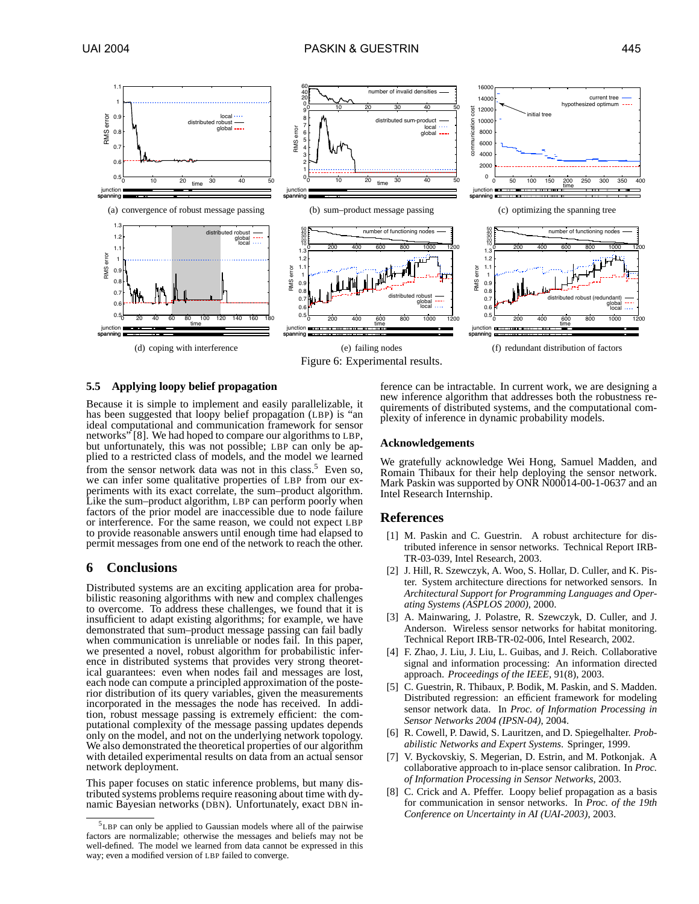(a) convergence of robust message passing

(b) sum–product message passing

(c) optimizing the spanning tree

(d) coping with interference

(e) failing nodes

(f) redundant distribution of factors

Figure 6: Experimental results.

### 5.5 Applying loopy belief propagation

Because it is simple to implement and easily parallelizable, it has been suggested that loopy belief propagation (LBP) is "an ideal computational and communication framework for sensor networks" [8]. We had hoped to compare our algorithms to LBP, but unfortunately, this was not possible; LBP can only be applied to a restricted class of models, and the model we learned from the sensor network data was not in this class.[5] Even so, we can infer some qualitative properties of LBP from our experiments with its exact correlate, the sum–product algorithm. Like the sum–product algorithm, LBP can perform poorly when factors of the prior model are inaccessible due to node failure or interference. For the same reason, we could not expect LBP to provide reasonable answers until enough time had elapsed to permit messages from one end of the network to reach the other.

## 6 Conclusions

Distributed systems are an exciting application area for probabilistic reasoning algorithms with new and complex challenges to overcome. To address these challenges, we found that it is insufficient to adapt existing algorithms; for example, we have demonstrated that sum–product message passing can fail badly when communication is unreliable or nodes fail. In this paper, we presented a novel, robust algorithm for probabilistic inference in distributed systems that provides very strong theoretical guarantees: even when nodes fail and messages are lost, each node can compute a principled approximation of the posterior distribution of its query variables, given the measurements incorporated in the messages the node has received. In addition, robust message passing is extremely efficient: the computational complexity of the message passing updates depends only on the model, and not on the underlying network topology. We also demonstrated the theoretical properties of our algorithm with detailed experimental results on data from an actual sensor network deployment.

This paper focuses on static inference problems, but many distributed systems problems require reasoning about time with dynamic Bayesian networks (DBN). Unfortunately, exact DBN inference can be intractable. In current work, we are designing a new inference algorithm that addresses both the robustness requirements of distributed systems, and the computational complexity of inference in dynamic probability models.

[5] LBP can only be applied to Gaussian models where all of the pairwise factors are normalizable; otherwise the messages and beliefs may not be well-defined. The model we learned from data cannot be expressed in this way; even a modified version of LBP failed to converge.

### Acknowledgements

We gratefully acknowledge Wei Hong, Samuel Madden, and Romain Thibaux for their help deploying the sensor network. Mark Paskin was supported by ONR N00014-00-1-0637 and an Intel Research Internship.

## References

[1] M. Paskin and C. Guestrin. A robust architecture for distributed inference in sensor networks. Technical Report IRB-TR-03-039, Intel Research, 2003.

[2] J. Hill, R. Szewczyk, A. Woo, S. Hollar, D. Culler, and K. Pister. System architecture directions for networked sensors. In *Architectural Support for Programming Languages and Operating Systems (ASPLOS 2000)*, 2000.

[3] A. Mainwaring, J. Polastre, R. Szewczyk, D. Culler, and J. Anderson. Wireless sensor networks for habitat monitoring. Technical Report IRB-TR-02-006, Intel Research, 2002.

[4] F. Zhao, J. Liu, J. Liu, L. Guibas, and J. Reich. Collaborative signal and information processing: An information directed approach. *Proceedings of the IEEE*, 91(8), 2003.

[5] C. Guestrin, R. Thibaux, P. Bodik, M. Paskin, and S. Madden. Distributed regression: an efficient framework for modeling sensor network data. In *Proc. of Information Processing in Sensor Networks 2004 (IPSN-04)*, 2004.

[6] R. Cowell, P. Dawid, S. Lauritzen, and D. Spiegelhalter. *Probabilistic Networks and Expert Systems*. Springer, 1999.

[7] V. Byckovskiy, S. Megerian, D. Estrin, and M. Potkonjak. A collaborative approach to in-place sensor calibration. In *Proc. of Information Processing in Sensor Networks*, 2003.

[8] C. Crick and A. Pfeffer. Loopy belief propagation as a basis for communication in sensor networks. In *Proc. of the 19th Conference on Uncertainty in AI (UAI-2003)*, 2003.